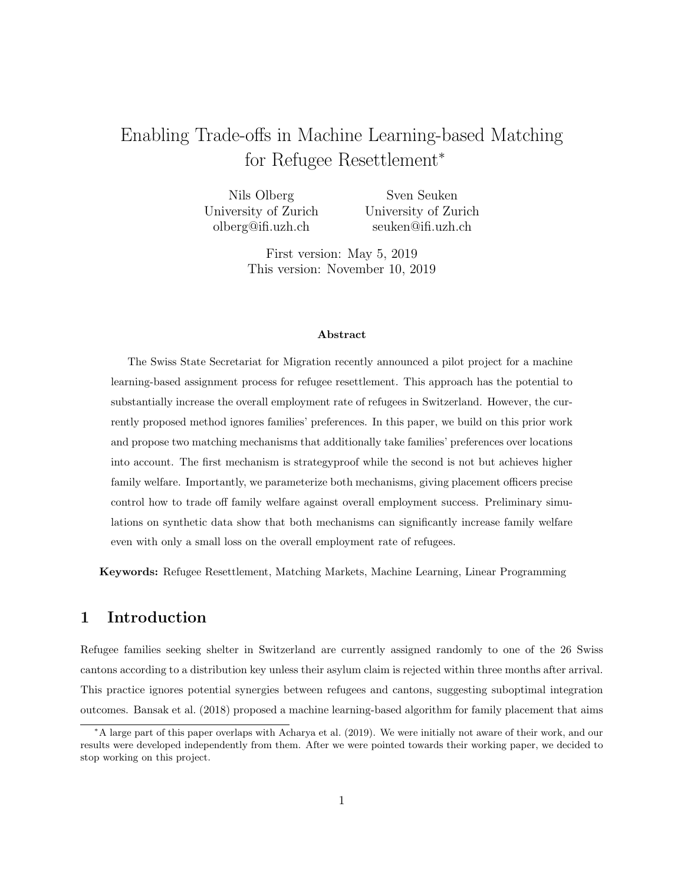# Enabling Trade-offs in Machine Learning-based Matching for Refugee Resettlement*

Nils Olberg
University of Zurich
olberg@ifi.uzh.ch

Sven Seuken
University of Zurich
seuken@ifi.uzh.ch

First version: May 5, 2019
This version: November 10, 2019

**Abstract**

The Swiss State Secretariat for Migration recently announced a pilot project for a machine learning-based assignment process for refugee resettlement. This approach has the potential to substantially increase the overall employment rate of refugees in Switzerland. However, the currently proposed method ignores families' preferences. In this paper, we build on this prior work and propose two matching mechanisms that additionally take families' preferences over locations into account. The first mechanism is strategyproof while the second is not but achieves higher family welfare. Importantly, we parameterize both mechanisms, giving placement officers precise control how to trade off family welfare against overall employment success. Preliminary simulations on synthetic data show that both mechanisms can significantly increase family welfare even with only a small loss on the overall employment rate of refugees.

**Keywords:** Refugee Resettlement, Matching Markets, Machine Learning, Linear Programming

## 1 Introduction

Refugee families seeking shelter in Switzerland are currently assigned randomly to one of the 26 Swiss cantons according to a distribution key unless their asylum claim is rejected within three months after arrival. This practice ignores potential synergies between refugees and cantons, suggesting suboptimal integration outcomes. Bansak et al. (2018) proposed a machine learning-based algorithm for family placement that aims

*A large part of this paper overlaps with Acharya et al. (2019). We were initially not aware of their work, and our results were developed independently from them. After we were pointed towards their working paper, we decided to stop working on this project.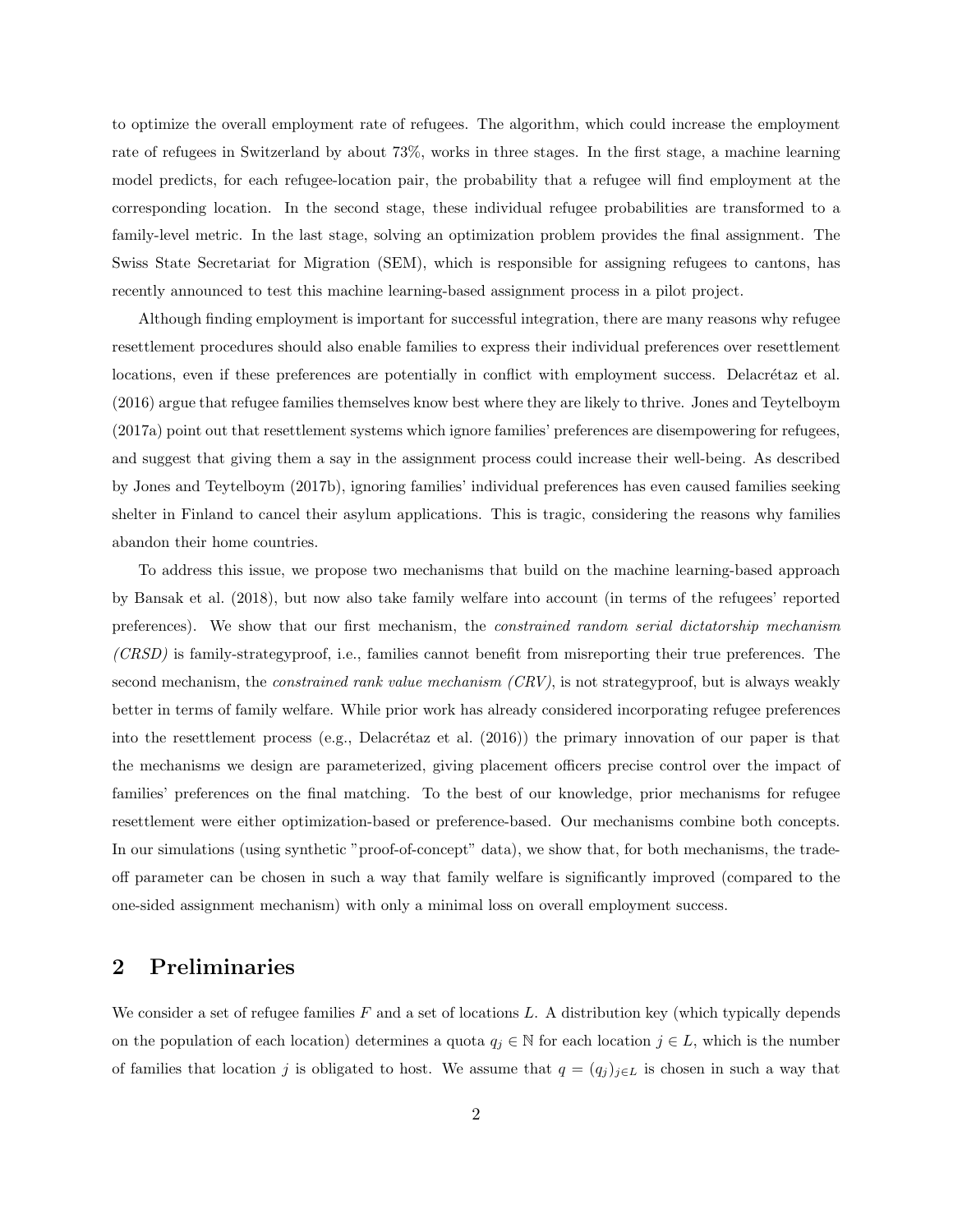to optimize the overall employment rate of refugees. The algorithm, which could increase the employment rate of refugees in Switzerland by about 73%, works in three stages. In the first stage, a machine learning model predicts, for each refugee-location pair, the probability that a refugee will find employment at the corresponding location. In the second stage, these individual refugee probabilities are transformed to a family-level metric. In the last stage, solving an optimization problem provides the final assignment. The Swiss State Secretariat for Migration (SEM), which is responsible for assigning refugees to cantons, has recently announced to test this machine learning-based assignment process in a pilot project.

Although finding employment is important for successful integration, there are many reasons why refugee resettlement procedures should also enable families to express their individual preferences over resettlement locations, even if these preferences are potentially in conflict with employment success. Delacrétaz et al. (2016) argue that refugee families themselves know best where they are likely to thrive. Jones and Teytelboym (2017a) point out that resettlement systems which ignore families' preferences are disempowering for refugees, and suggest that giving them a say in the assignment process could increase their well-being. As described by Jones and Teytelboym (2017b), ignoring families' individual preferences has even caused families seeking shelter in Finland to cancel their asylum applications. This is tragic, considering the reasons why families abandon their home countries.

To address this issue, we propose two mechanisms that build on the machine learning-based approach by Bansak et al. (2018), but now also take family welfare into account (in terms of the refugees' reported preferences). We show that our first mechanism, the *constrained random serial dictatorship mechanism (CRSD)* is family-strategyproof, i.e., families cannot benefit from misreporting their true preferences. The second mechanism, the *constrained rank value mechanism (CRV)*, is not strategyproof, but is always weakly better in terms of family welfare. While prior work has already considered incorporating refugee preferences into the resettlement process (e.g., Delacrétaz et al. (2016)) the primary innovation of our paper is that the mechanisms we design are parameterized, giving placement officers precise control over the impact of families' preferences on the final matching. To the best of our knowledge, prior mechanisms for refugee resettlement were either optimization-based or preference-based. Our mechanisms combine both concepts. In our simulations (using synthetic "proof-of-concept" data), we show that, for both mechanisms, the trade-off parameter can be chosen in such a way that family welfare is significantly improved (compared to the one-sided assignment mechanism) with only a minimal loss on overall employment success.

## 2 Preliminaries

We consider a set of refugee families $F$ and a set of locations $L$. A distribution key (which typically depends on the population of each location) determines a quota $q_j \in \mathbb{N}$ for each location $j \in L$, which is the number of families that location $j$ is obligated to host. We assume that $q = (q_j)_{j \in L}$ is chosen in such a way that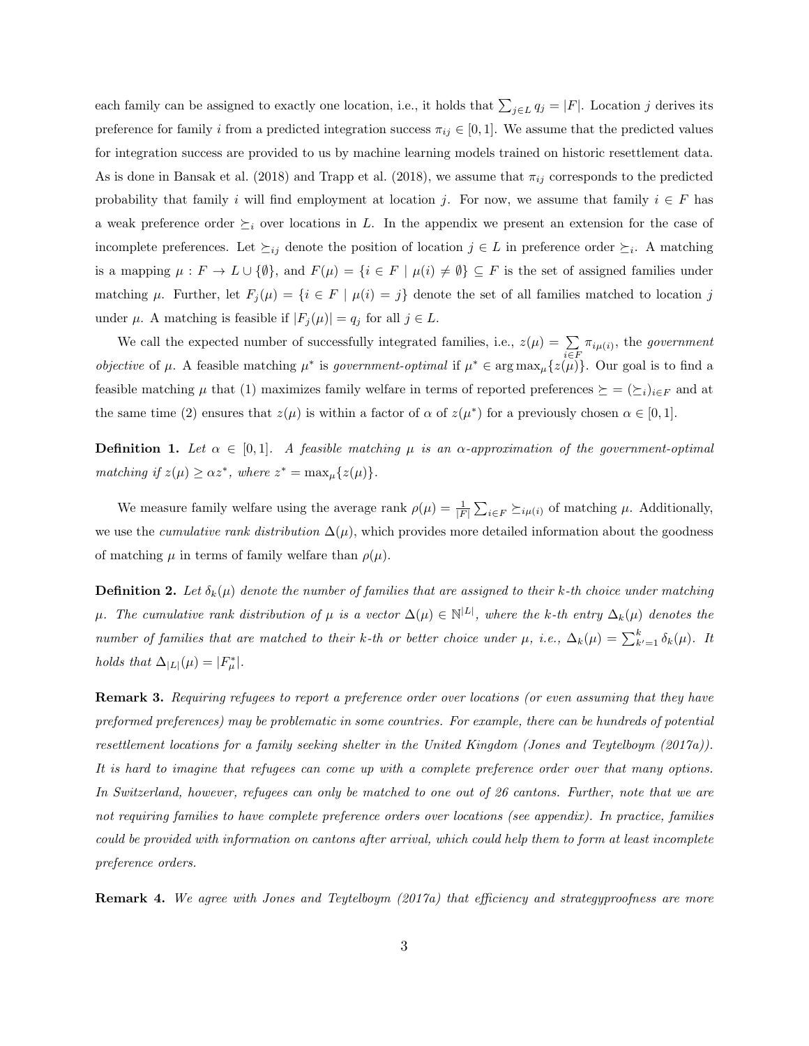each family can be assigned to exactly one location, i.e., it holds that $\sum_{j \in L} q_j = |F|$. Location $j$ derives its preference for family $i$ from a predicted integration success $\pi_{ij} \in [0, 1]$. We assume that the predicted values for integration success are provided to us by machine learning models trained on historic resettlement data. As is done in Bansak et al. (2018) and Trapp et al. (2018), we assume that $\pi_{ij}$ corresponds to the predicted probability that family $i$ will find employment at location $j$. For now, we assume that family $i \in F$ has a weak preference order $\succeq_i$ over locations in $L$. In the appendix we present an extension for the case of incomplete preferences. Let $\succeq_{ij}$ denote the position of location $j \in L$ in preference order $\succeq_i$. A matching is a mapping $\mu : F \to L \cup \{\emptyset\}$, and $F(\mu) = \{i \in F \mid \mu(i) \neq \emptyset\} \subseteq F$ is the set of assigned families under matching $\mu$. Further, let $F_j(\mu) = \{i \in F \mid \mu(i) = j\}$ denote the set of all families matched to location $j$ under $\mu$. A matching is feasible if $|F_j(\mu)| = q_j$ for all $j \in L$.

We call the expected number of successfully integrated families, i.e., $z(\mu) = \sum_{i \in F} \pi_{i\mu(i)}$, the *government objective* of $\mu$. A feasible matching $\mu^*$ is *government-optimal* if $\mu^* \in \arg\max_\mu \{z(\mu)\}$. Our goal is to find a feasible matching $\mu$ that (1) maximizes family welfare in terms of reported preferences $\succeq = (\succeq_i)_{i \in F}$ and at the same time (2) ensures that $z(\mu)$ is within a factor of $\alpha$ of $z(\mu^*)$ for a previously chosen $\alpha \in [0, 1]$.

**Definition 1.** *Let $\alpha \in [0, 1]$. A feasible matching $\mu$ is an $\alpha$-approximation of the government-optimal matching if $z(\mu) \geq \alpha z^*$, where $z^* = \max_\mu \{z(\mu)\}$.*

We measure family welfare using the average rank $\rho(\mu) = \frac{1}{|F|} \sum_{i \in F} \succeq_{i\mu(i)}$ of matching $\mu$. Additionally, we use the *cumulative rank distribution* $\Delta(\mu)$, which provides more detailed information about the goodness of matching $\mu$ in terms of family welfare than $\rho(\mu)$.

**Definition 2.** *Let $\delta_k(\mu)$ denote the number of families that are assigned to their $k$-th choice under matching $\mu$. The cumulative rank distribution of $\mu$ is a vector $\Delta(\mu) \in \mathbb{N}^{|L|}$, where the $k$-th entry $\Delta_k(\mu)$ denotes the number of families that are matched to their $k$-th or better choice under $\mu$, i.e., $\Delta_k(\mu) = \sum_{k'=1}^{k} \delta_k(\mu)$. It holds that $\Delta_{|L|}(\mu) = |F^*_\mu|$.*

**Remark 3.** *Requiring refugees to report a preference order over locations (or even assuming that they have preformed preferences) may be problematic in some countries. For example, there can be hundreds of potential resettlement locations for a family seeking shelter in the United Kingdom (Jones and Teytelboym (2017a)). It is hard to imagine that refugees can come up with a complete preference order over that many options. In Switzerland, however, refugees can only be matched to one out of 26 cantons. Further, note that we are not requiring families to have complete preference orders over locations (see appendix). In practice, families could be provided with information on cantons after arrival, which could help them to form at least incomplete preference orders.*

**Remark 4.** *We agree with Jones and Teytelboym (2017a) that efficiency and strategyproofness are more*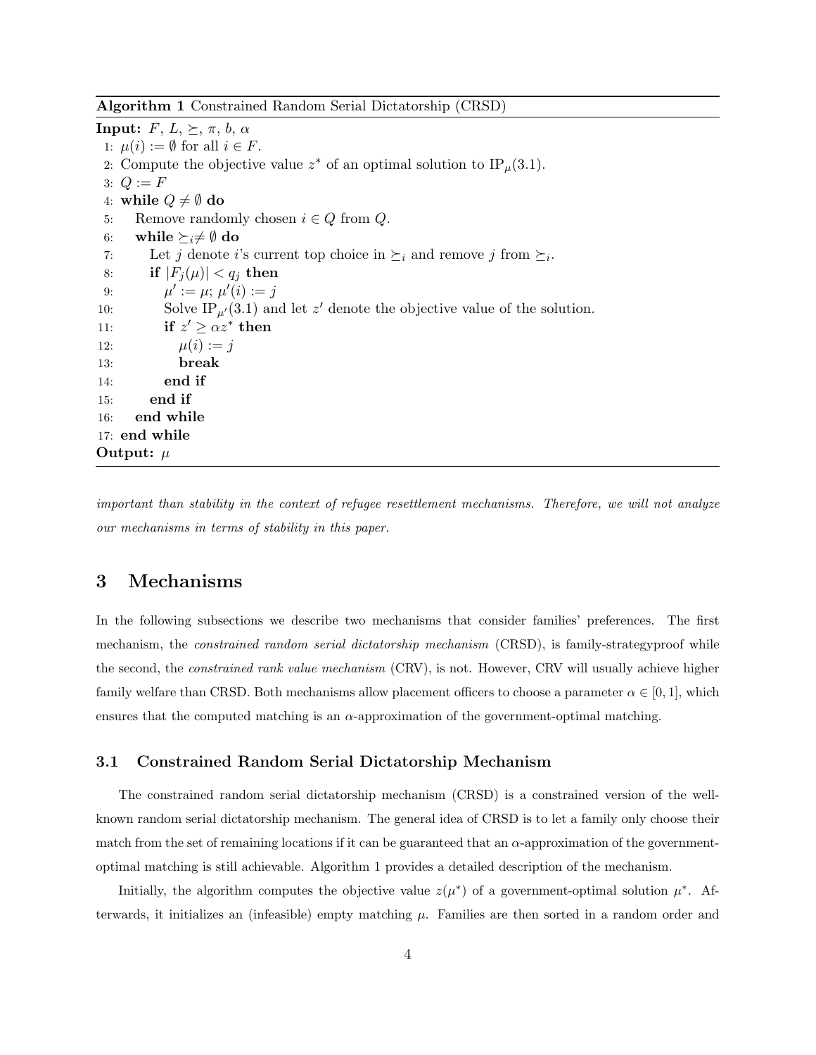**Algorithm 1** Constrained Random Serial Dictatorship (CRSD)

```
Input: F, L, ⪰, π, b, α
 1: μ(i) := ∅ for all i ∈ F.
 2: Compute the objective value z* of an optimal solution to IP_μ(3.1).
 3: Q := F
 4: while Q ≠ ∅ do
 5:     Remove randomly chosen i ∈ Q from Q.
 6:     while ⪰_i ≠ ∅ do
 7:         Let j denote i's current top choice in ⪰_i and remove j from ⪰_i.
 8:         if |F_j(μ)| < q_j then
 9:             μ' := μ; μ'(i) := j
10:             Solve IP_μ'(3.1) and let z' denote the objective value of the solution.
11:             if z' ≥ αz* then
12:                 μ(i) := j
13:                 break
14:             end if
15:         end if
16:     end while
17: end while
Output: μ
```

*important than stability in the context of refugee resettlement mechanisms. Therefore, we will not analyze our mechanisms in terms of stability in this paper.*

# 3 Mechanisms

In the following subsections we describe two mechanisms that consider families' preferences. The first mechanism, the *constrained random serial dictatorship mechanism* (CRSD), is family-strategyproof while the second, the *constrained rank value mechanism* (CRV), is not. However, CRV will usually achieve higher family welfare than CRSD. Both mechanisms allow placement officers to choose a parameter $\alpha \in [0, 1]$, which ensures that the computed matching is an $\alpha$-approximation of the government-optimal matching.

## 3.1 Constrained Random Serial Dictatorship Mechanism

The constrained random serial dictatorship mechanism (CRSD) is a constrained version of the well-known random serial dictatorship mechanism. The general idea of CRSD is to let a family only choose their match from the set of remaining locations if it can be guaranteed that an $\alpha$-approximation of the government-optimal matching is still achievable. Algorithm 1 provides a detailed description of the mechanism.

Initially, the algorithm computes the objective value $z(\mu^*)$ of a government-optimal solution $\mu^*$. Afterwards, it initializes an (infeasible) empty matching $\mu$. Families are then sorted in a random order and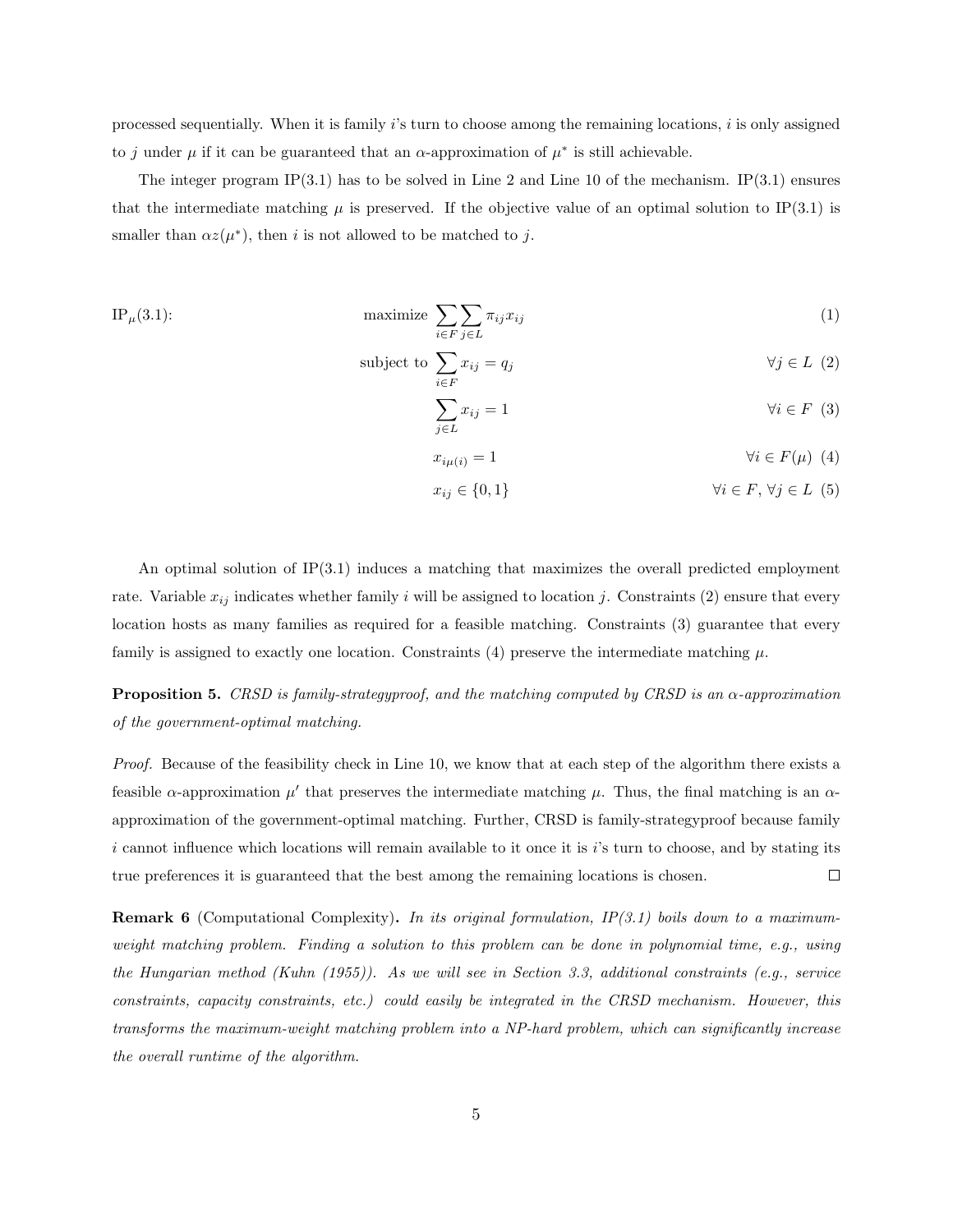processed sequentially. When it is family $i$'s turn to choose among the remaining locations, $i$ is only assigned to $j$ under $\mu$ if it can be guaranteed that an $\alpha$-approximation of $\mu^*$ is still achievable.

The integer program IP(3.1) has to be solved in Line 2 and Line 10 of the mechanism. IP(3.1) ensures that the intermediate matching $\mu$ is preserved. If the objective value of an optimal solution to IP(3.1) is smaller than $\alpha z(\mu^*)$, then $i$ is not allowed to be matched to $j$.

$\text{IP}_\mu(3.1)$:

$$\text{maximize} \sum_{i \in F} \sum_{j \in L} \pi_{ij} x_{ij} \tag{1}$$

$$\text{subject to} \sum_{i \in F} x_{ij} = q_j \qquad \forall j \in L \tag{2}$$

$$\sum_{j \in L} x_{ij} = 1 \qquad \forall i \in F \tag{3}$$

$$x_{i\mu(i)} = 1 \qquad \forall i \in F(\mu) \tag{4}$$

$$x_{ij} \in \{0, 1\} \qquad \forall i \in F, \forall j \in L \tag{5}$$

An optimal solution of IP(3.1) induces a matching that maximizes the overall predicted employment rate. Variable $x_{ij}$ indicates whether family $i$ will be assigned to location $j$. Constraints (2) ensure that every location hosts as many families as required for a feasible matching. Constraints (3) guarantee that every family is assigned to exactly one location. Constraints (4) preserve the intermediate matching $\mu$.

**Proposition 5.** *CRSD is family-strategyproof, and the matching computed by CRSD is an $\alpha$-approximation of the government-optimal matching.*

*Proof.* Because of the feasibility check in Line 10, we know that at each step of the algorithm there exists a feasible $\alpha$-approximation $\mu'$ that preserves the intermediate matching $\mu$. Thus, the final matching is an $\alpha$-approximation of the government-optimal matching. Further, CRSD is family-strategyproof because family $i$ cannot influence which locations will remain available to it once it is $i$'s turn to choose, and by stating its true preferences it is guaranteed that the best among the remaining locations is chosen. $\square$

**Remark 6** (Computational Complexity)**.** *In its original formulation, IP(3.1) boils down to a maximum-weight matching problem. Finding a solution to this problem can be done in polynomial time, e.g., using the Hungarian method (Kuhn (1955)). As we will see in Section 3.3, additional constraints (e.g., service constraints, capacity constraints, etc.) could easily be integrated in the CRSD mechanism. However, this transforms the maximum-weight matching problem into a NP-hard problem, which can significantly increase the overall runtime of the algorithm.*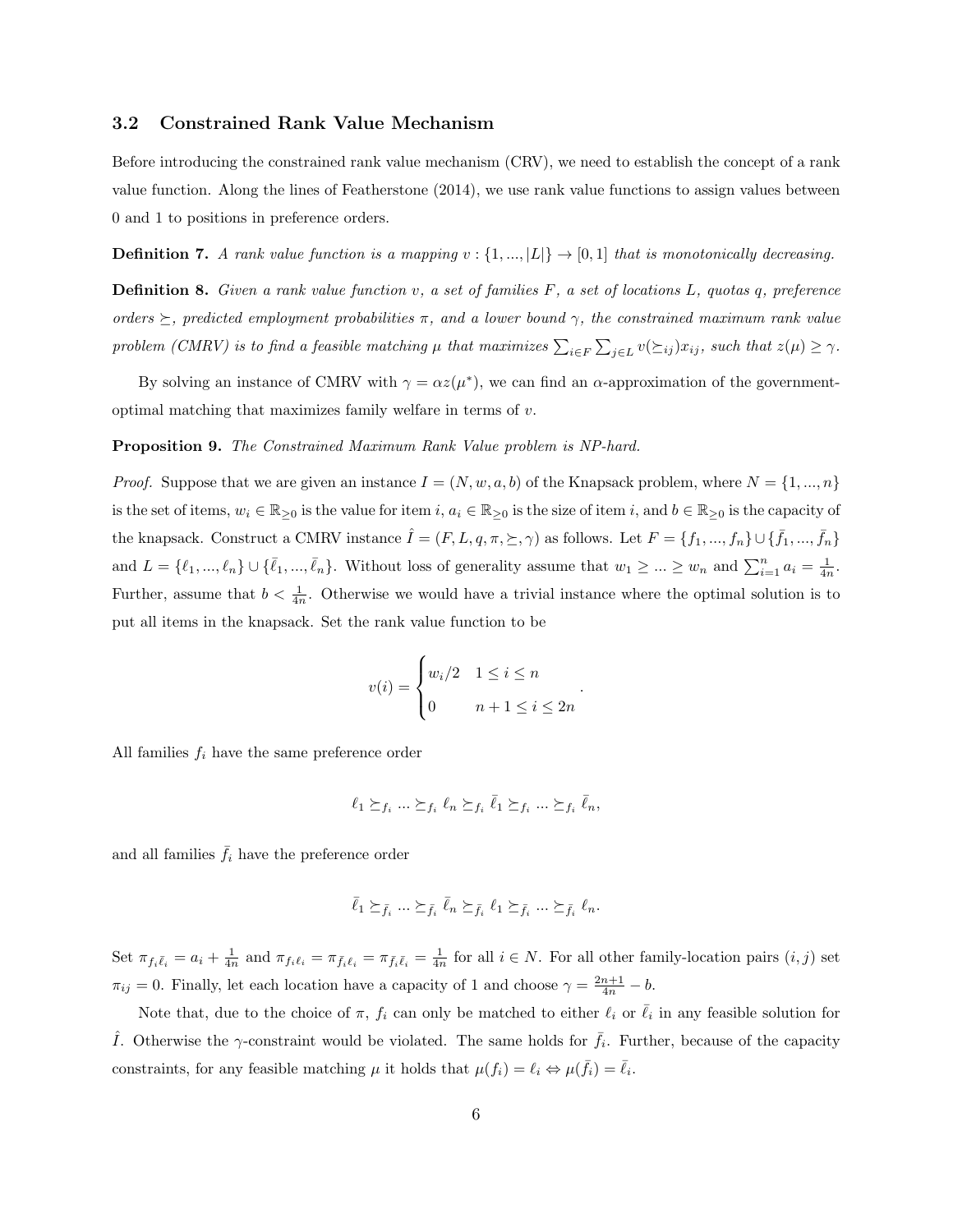### 3.2 Constrained Rank Value Mechanism

Before introducing the constrained rank value mechanism (CRV), we need to establish the concept of a rank value function. Along the lines of Featherstone (2014), we use rank value functions to assign values between 0 and 1 to positions in preference orders.

**Definition 7.** *A rank value function is a mapping $v : \{1, ..., |L|\} \to [0, 1]$ that is monotonically decreasing.*

**Definition 8.** *Given a rank value function $v$, a set of families $F$, a set of locations $L$, quotas $q$, preference orders $\succeq$, predicted employment probabilities $\pi$, and a lower bound $\gamma$, the constrained maximum rank value problem (CMRV) is to find a feasible matching $\mu$ that maximizes $\sum_{i \in F} \sum_{j \in L} v(\succeq_{ij}) x_{ij}$, such that $z(\mu) \geq \gamma$.*

By solving an instance of CMRV with $\gamma = \alpha z(\mu^*)$, we can find an $\alpha$-approximation of the government-optimal matching that maximizes family welfare in terms of $v$.

**Proposition 9.** *The Constrained Maximum Rank Value problem is NP-hard.*

*Proof.* Suppose that we are given an instance $I = (N, w, a, b)$ of the Knapsack problem, where $N = \{1, ..., n\}$ is the set of items, $w_i \in \mathbb{R}_{\geq 0}$ is the value for item $i$, $a_i \in \mathbb{R}_{\geq 0}$ is the size of item $i$, and $b \in \mathbb{R}_{\geq 0}$ is the capacity of the knapsack. Construct a CMRV instance $\hat{I} = (F, L, q, \pi, \succeq, \gamma)$ as follows. Let $F = \{f_1, ..., f_n\} \cup \{\bar{f}_1, ..., \bar{f}_n\}$ and $L = \{\ell_1, ..., \ell_n\} \cup \{\bar{\ell}_1, ..., \bar{\ell}_n\}$. Without loss of generality assume that $w_1 \geq ... \geq w_n$ and $\sum_{i=1}^{n} a_i = \frac{1}{4n}$. Further, assume that $b < \frac{1}{4n}$. Otherwise we would have a trivial instance where the optimal solution is to put all items in the knapsack. Set the rank value function to be

$$v(i) = \begin{cases} w_i/2 & 1 \leq i \leq n \\ 0 & n+1 \leq i \leq 2n \end{cases}.$$

All families $f_i$ have the same preference order

$$\ell_1 \succeq_{f_i} ... \succeq_{f_i} \ell_n \succeq_{f_i} \bar{\ell}_1 \succeq_{f_i} ... \succeq_{f_i} \bar{\ell}_n,$$

and all families $\bar{f}_i$ have the preference order

$$\bar{\ell}_1 \succeq_{\bar{f}_i} ... \succeq_{\bar{f}_i} \bar{\ell}_n \succeq_{\bar{f}_i} \ell_1 \succeq_{\bar{f}_i} ... \succeq_{\bar{f}_i} \ell_n.$$

Set $\pi_{f_i \bar{\ell}_i} = a_i + \frac{1}{4n}$ and $\pi_{f_i \ell_i} = \pi_{\bar{f}_i \ell_i} = \pi_{\bar{f}_i \bar{\ell}_i} = \frac{1}{4n}$ for all $i \in N$. For all other family-location pairs $(i, j)$ set $\pi_{ij} = 0$. Finally, let each location have a capacity of 1 and choose $\gamma = \frac{2n+1}{4n} - b$.

Note that, due to the choice of $\pi$, $f_i$ can only be matched to either $\ell_i$ or $\bar{\ell}_i$ in any feasible solution for $\hat{I}$. Otherwise the $\gamma$-constraint would be violated. The same holds for $\bar{f}_i$. Further, because of the capacity constraints, for any feasible matching $\mu$ it holds that $\mu(f_i) = \ell_i \Leftrightarrow \mu(\bar{f}_i) = \bar{\ell}_i$.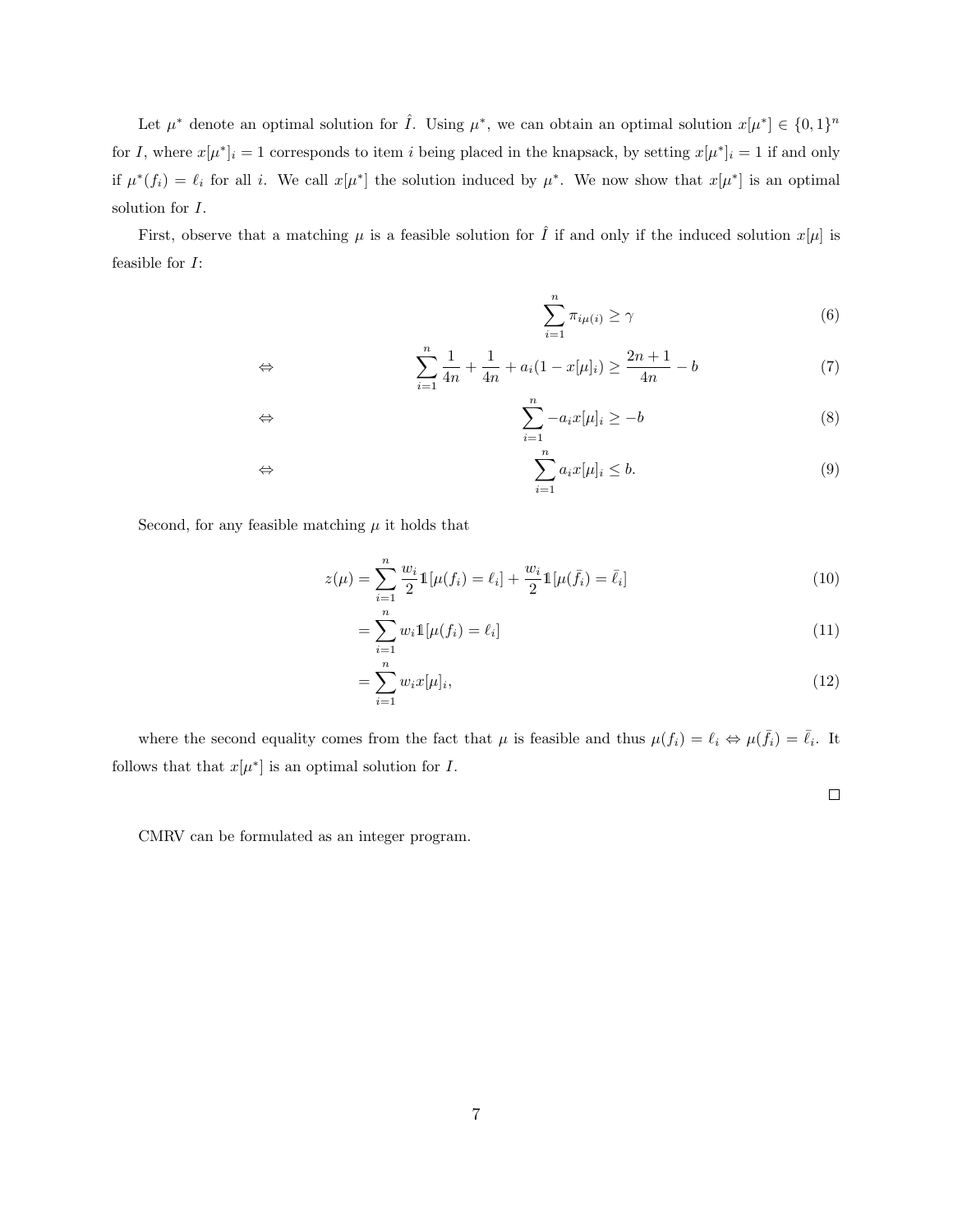Let $\mu^*$ denote an optimal solution for $\hat{I}$. Using $\mu^*$, we can obtain an optimal solution $x[\mu^*] \in \{0,1\}^n$ for $I$, where $x[\mu^*]_i = 1$ corresponds to item $i$ being placed in the knapsack, by setting $x[\mu^*]_i = 1$ if and only if $\mu^*(f_i) = \ell_i$ for all $i$. We call $x[\mu^*]$ the solution induced by $\mu^*$. We now show that $x[\mu^*]$ is an optimal solution for $I$.

First, observe that a matching $\mu$ is a feasible solution for $\hat{I}$ if and only if the induced solution $x[\mu]$ is feasible for $I$:

$$\sum_{i=1}^{n} \pi_{i\mu(i)} \geq \gamma \tag{6}$$

$$\Leftrightarrow \qquad \sum_{i=1}^{n} \frac{1}{4n} + \frac{1}{4n} + a_i(1 - x[\mu]_i) \geq \frac{2n+1}{4n} - b \tag{7}$$

$$\Leftrightarrow \qquad \sum_{i=1}^{n} -a_i x[\mu]_i \geq -b \tag{8}$$

$$\Leftrightarrow \qquad \sum_{i=1}^{n} a_i x[\mu]_i \leq b. \tag{9}$$

Second, for any feasible matching $\mu$ it holds that

$$z(\mu) = \sum_{i=1}^{n} \frac{w_i}{2} \mathbb{1}[\mu(f_i) = \ell_i] + \frac{w_i}{2} \mathbb{1}[\mu(\bar{f}_i) = \bar{\ell}_i] \tag{10}$$

$$= \sum_{i=1}^{n} w_i \mathbb{1}[\mu(f_i) = \ell_i] \tag{11}$$

$$= \sum_{i=1}^{n} w_i x[\mu]_i, \tag{12}$$

where the second equality comes from the fact that $\mu$ is feasible and thus $\mu(f_i) = \ell_i \Leftrightarrow \mu(\bar{f}_i) = \bar{\ell}_i$. It follows that that $x[\mu^*]$ is an optimal solution for $I$.

$\square$

CMRV can be formulated as an integer program.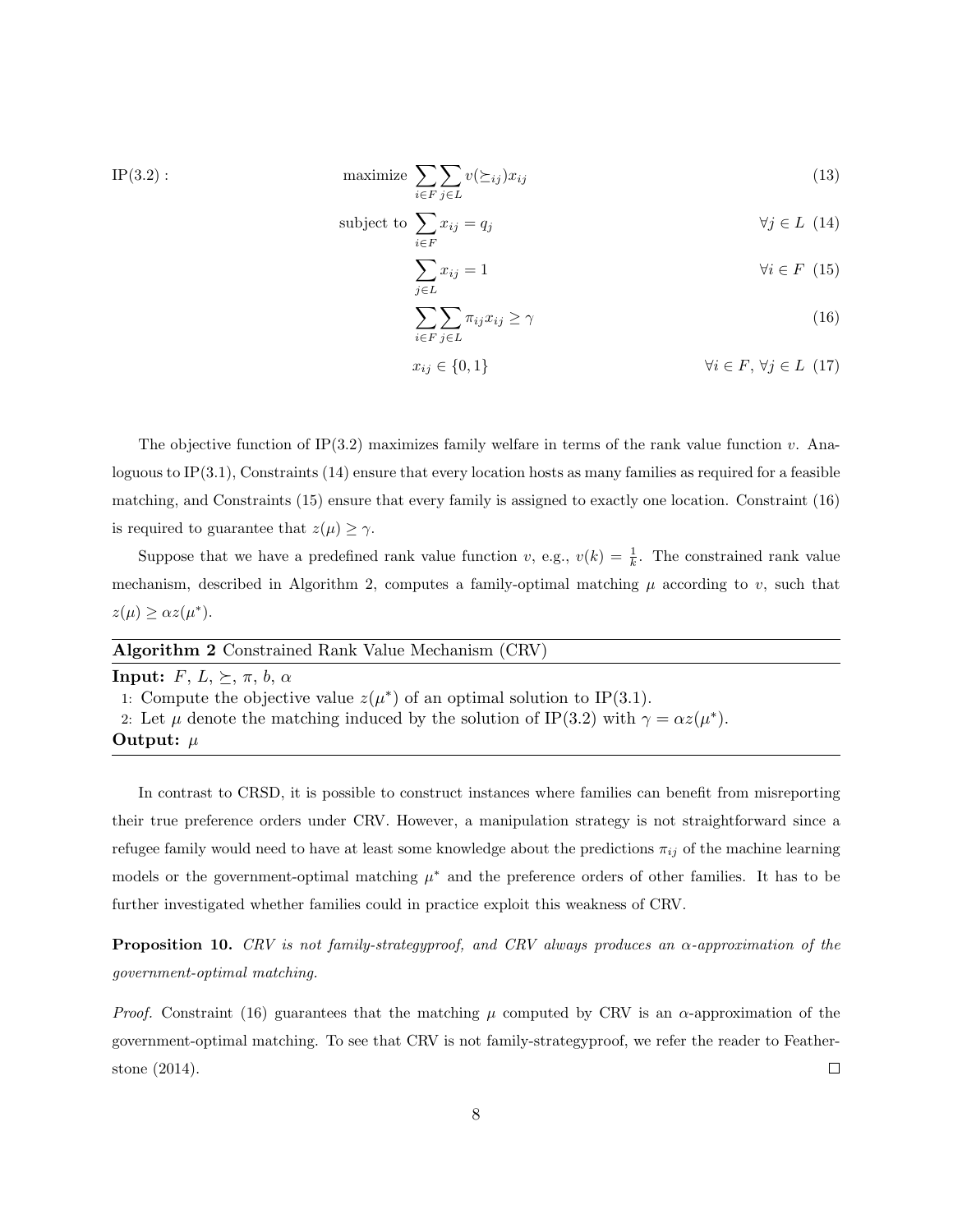$$
\begin{aligned}
\text{IP}(3.2): \quad & \text{maximize} \sum_{i \in F} \sum_{j \in L} v(\succeq_{ij}) x_{ij} && (13) \\
& \text{subject to} \sum_{i \in F} x_{ij} = q_j && \forall j \in L \quad (14) \\
& \sum_{j \in L} x_{ij} = 1 && \forall i \in F \quad (15) \\
& \sum_{i \in F} \sum_{j \in L} \pi_{ij} x_{ij} \geq \gamma && (16) \\
& x_{ij} \in \{0, 1\} && \forall i \in F, \forall j \in L \quad (17)
\end{aligned}
$$

The objective function of IP(3.2) maximizes family welfare in terms of the rank value function $v$. Analoguous to IP(3.1), Constraints (14) ensure that every location hosts as many families as required for a feasible matching, and Constraints (15) ensure that every family is assigned to exactly one location. Constraint (16) is required to guarantee that $z(\mu) \geq \gamma$.

Suppose that we have a predefined rank value function $v$, e.g., $v(k) = \frac{1}{k}$. The constrained rank value mechanism, described in Algorithm 2, computes a family-optimal matching $\mu$ according to $v$, such that $z(\mu) \geq \alpha z(\mu^*)$.

**Algorithm 2** Constrained Rank Value Mechanism (CRV)

**Input:** $F$, $L$, $\succeq$, $\pi$, $b$, $\alpha$

1: Compute the objective value $z(\mu^*)$ of an optimal solution to IP(3.1).

2: Let $\mu$ denote the matching induced by the solution of IP(3.2) with $\gamma = \alpha z(\mu^*)$.

**Output:** $\mu$

In contrast to CRSD, it is possible to construct instances where families can benefit from misreporting their true preference orders under CRV. However, a manipulation strategy is not straightforward since a refugee family would need to have at least some knowledge about the predictions $\pi_{ij}$ of the machine learning models or the government-optimal matching $\mu^*$ and the preference orders of other families. It has to be further investigated whether families could in practice exploit this weakness of CRV.

**Proposition 10.** *CRV is not family-strategyproof, and CRV always produces an $\alpha$-approximation of the government-optimal matching.*

*Proof.* Constraint (16) guarantees that the matching $\mu$ computed by CRV is an $\alpha$-approximation of the government-optimal matching. To see that CRV is not family-strategyproof, we refer the reader to Featherstone (2014). □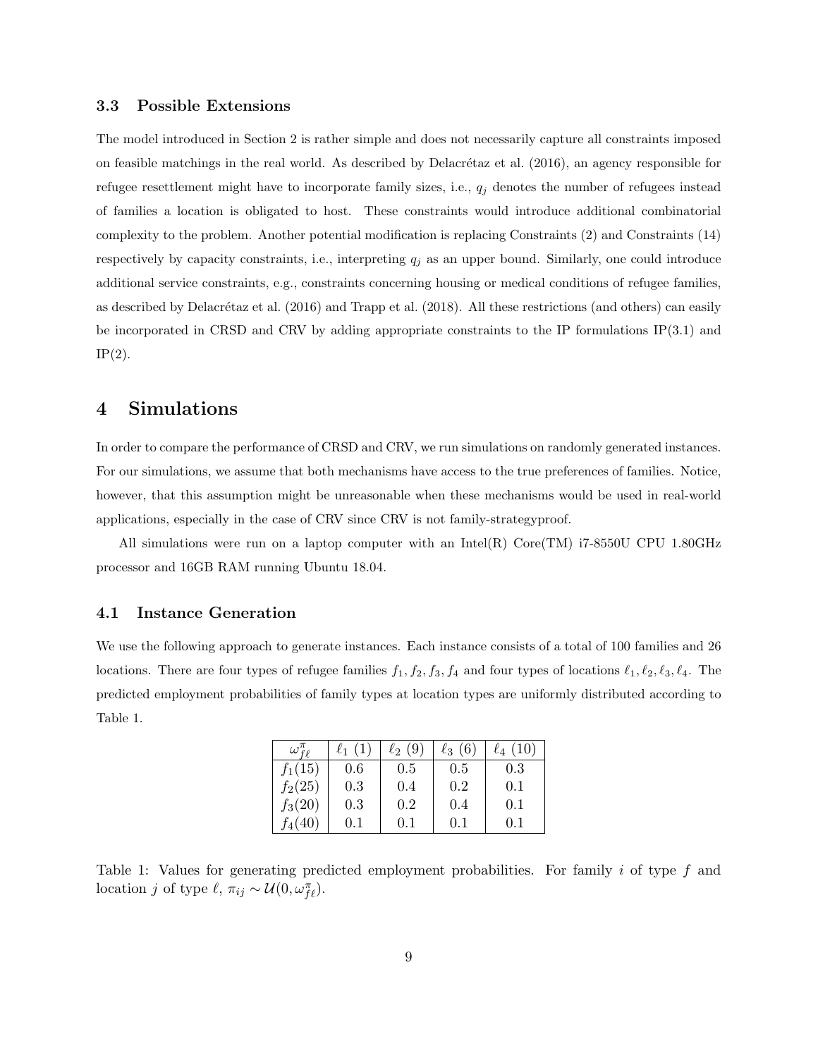### 3.3 Possible Extensions

The model introduced in Section 2 is rather simple and does not necessarily capture all constraints imposed on feasible matchings in the real world. As described by Delacrétaz et al. (2016), an agency responsible for refugee resettlement might have to incorporate family sizes, i.e., $q_j$ denotes the number of refugees instead of families a location is obligated to host. These constraints would introduce additional combinatorial complexity to the problem. Another potential modification is replacing Constraints (2) and Constraints (14) respectively by capacity constraints, i.e., interpreting $q_j$ as an upper bound. Similarly, one could introduce additional service constraints, e.g., constraints concerning housing or medical conditions of refugee families, as described by Delacrétaz et al. (2016) and Trapp et al. (2018). All these restrictions (and others) can easily be incorporated in CRSD and CRV by adding appropriate constraints to the IP formulations IP(3.1) and IP(2).

## 4 Simulations

In order to compare the performance of CRSD and CRV, we run simulations on randomly generated instances. For our simulations, we assume that both mechanisms have access to the true preferences of families. Notice, however, that this assumption might be unreasonable when these mechanisms would be used in real-world applications, especially in the case of CRV since CRV is not family-strategyproof.

All simulations were run on a laptop computer with an Intel(R) Core(TM) i7-8550U CPU 1.80GHz processor and 16GB RAM running Ubuntu 18.04.

### 4.1 Instance Generation

We use the following approach to generate instances. Each instance consists of a total of 100 families and 26 locations. There are four types of refugee families $f_1, f_2, f_3, f_4$ and four types of locations $\ell_1, \ell_2, \ell_3, \ell_4$. The predicted employment probabilities of family types at location types are uniformly distributed according to Table 1.

| $\omega^{\pi}_{f\ell}$ | $\ell_1$ (1) | $\ell_2$ (9) | $\ell_3$ (6) | $\ell_4$ (10) |
|---|---|---|---|---|
| $f_1(15)$ | 0.6 | 0.5 | 0.5 | 0.3 |
| $f_2(25)$ | 0.3 | 0.4 | 0.2 | 0.1 |
| $f_3(20)$ | 0.3 | 0.2 | 0.4 | 0.1 |
| $f_4(40)$ | 0.1 | 0.1 | 0.1 | 0.1 |

Table 1: Values for generating predicted employment probabilities. For family $i$ of type $f$ and location $j$ of type $\ell$, $\pi_{ij} \sim \mathcal{U}(0, \omega^{\pi}_{f\ell})$.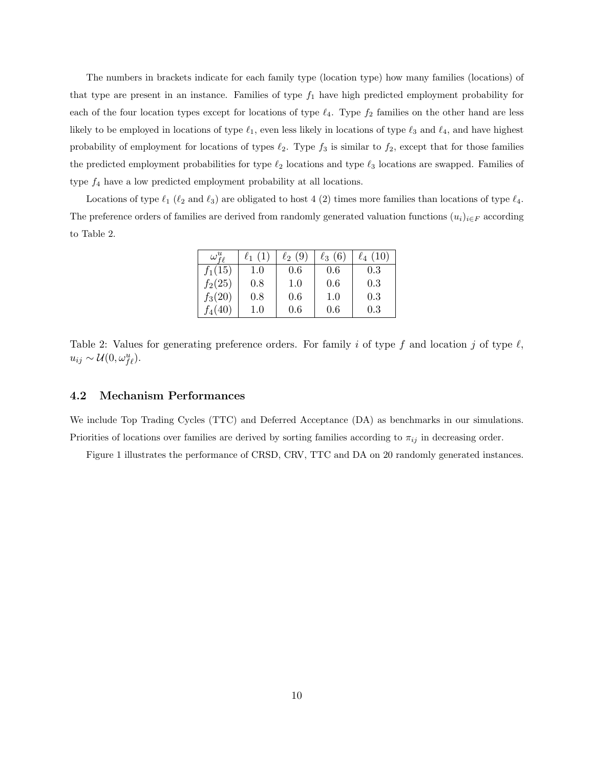The numbers in brackets indicate for each family type (location type) how many families (locations) of that type are present in an instance. Families of type $f_1$ have high predicted employment probability for each of the four location types except for locations of type $\ell_4$. Type $f_2$ families on the other hand are less likely to be employed in locations of type $\ell_1$, even less likely in locations of type $\ell_3$ and $\ell_4$, and have highest probability of employment for locations of types $\ell_2$. Type $f_3$ is similar to $f_2$, except that for those families the predicted employment probabilities for type $\ell_2$ locations and type $\ell_3$ locations are swapped. Families of type $f_4$ have a low predicted employment probability at all locations.

Locations of type $\ell_1$ ($\ell_2$ and $\ell_3$) are obligated to host 4 (2) times more families than locations of type $\ell_4$. The preference orders of families are derived from randomly generated valuation functions $(u_i)_{i \in F}$ according to Table 2.

| $\omega^u_{f\ell}$ | $\ell_1$ (1) | $\ell_2$ (9) | $\ell_3$ (6) | $\ell_4$ (10) |
|---|---|---|---|---|
| $f_1(15)$ | 1.0 | 0.6 | 0.6 | 0.3 |
| $f_2(25)$ | 0.8 | 1.0 | 0.6 | 0.3 |
| $f_3(20)$ | 0.8 | 0.6 | 1.0 | 0.3 |
| $f_4(40)$ | 1.0 | 0.6 | 0.6 | 0.3 |

Table 2: Values for generating preference orders. For family $i$ of type $f$ and location $j$ of type $\ell$, $u_{ij} \sim \mathcal{U}(0, \omega^u_{f\ell})$.

### 4.2 Mechanism Performances

We include Top Trading Cycles (TTC) and Deferred Acceptance (DA) as benchmarks in our simulations. Priorities of locations over families are derived by sorting families according to $\pi_{ij}$ in decreasing order.

Figure 1 illustrates the performance of CRSD, CRV, TTC and DA on 20 randomly generated instances.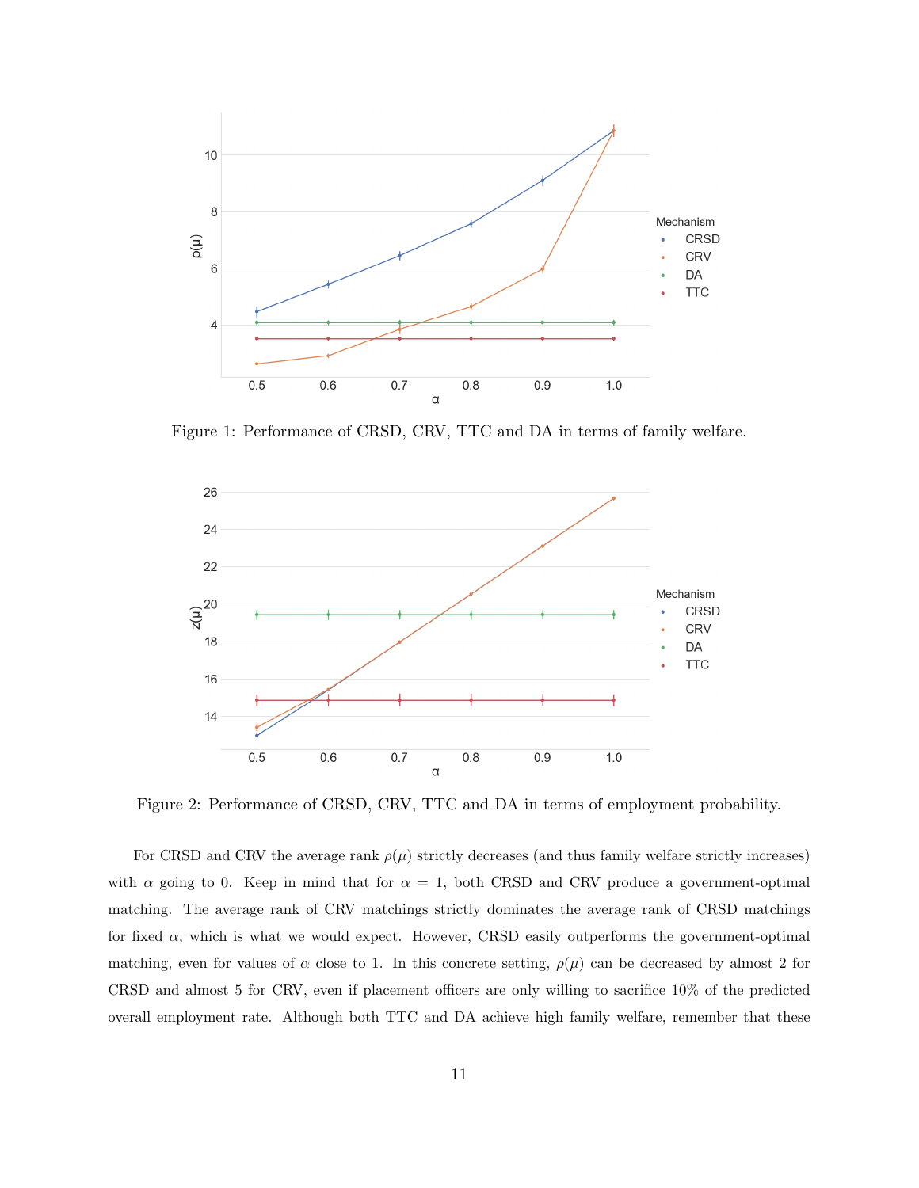Figure 1: Performance of CRSD, CRV, TTC and DA in terms of family welfare.

Figure 2: Performance of CRSD, CRV, TTC and DA in terms of employment probability.

For CRSD and CRV the average rank $\rho(\mu)$ strictly decreases (and thus family welfare strictly increases) with $\alpha$ going to 0. Keep in mind that for $\alpha = 1$, both CRSD and CRV produce a government-optimal matching. The average rank of CRV matchings strictly dominates the average rank of CRSD matchings for fixed $\alpha$, which is what we would expect. However, CRSD easily outperforms the government-optimal matching, even for values of $\alpha$ close to 1. In this concrete setting, $\rho(\mu)$ can be decreased by almost 2 for CRSD and almost 5 for CRV, even if placement officers are only willing to sacrifice 10% of the predicted overall employment rate. Although both TTC and DA achieve high family welfare, remember that these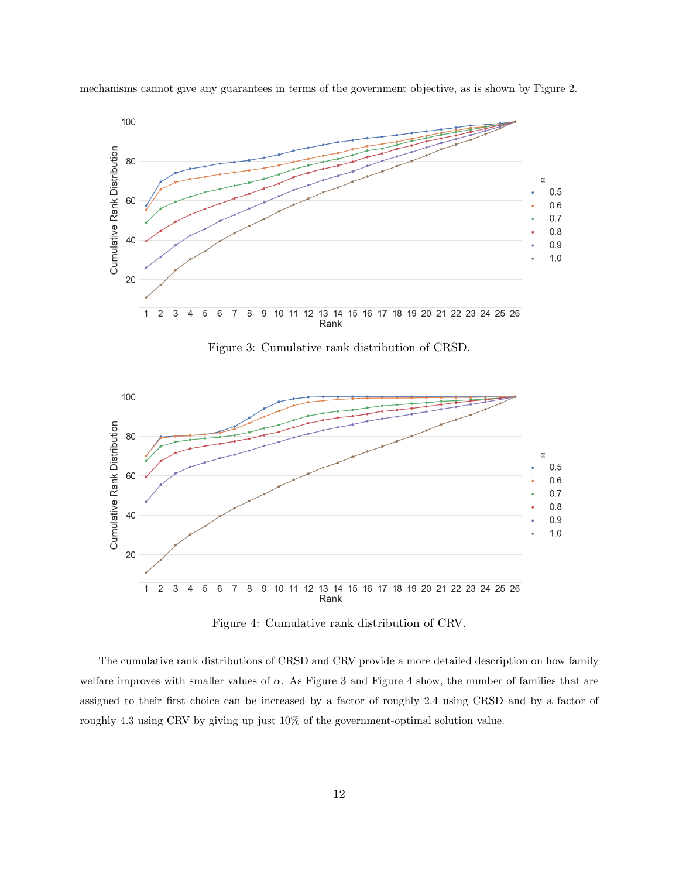mechanisms cannot give any guarantees in terms of the government objective, as is shown by Figure 2.

Figure 3: Cumulative rank distribution of CRSD.

Figure 4: Cumulative rank distribution of CRV.

The cumulative rank distributions of CRSD and CRV provide a more detailed description on how family welfare improves with smaller values of $\alpha$. As Figure 3 and Figure 4 show, the number of families that are assigned to their first choice can be increased by a factor of roughly 2.4 using CRSD and by a factor of roughly 4.3 using CRV by giving up just 10% of the government-optimal solution value.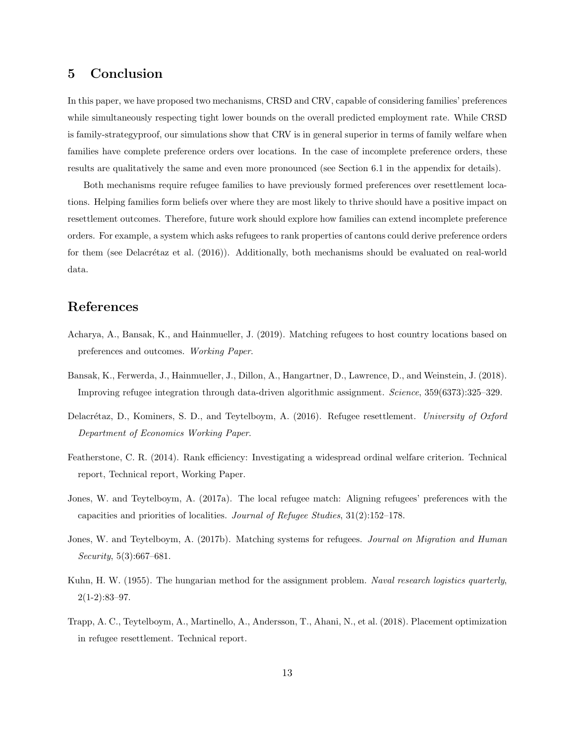## 5 Conclusion

In this paper, we have proposed two mechanisms, CRSD and CRV, capable of considering families' preferences while simultaneously respecting tight lower bounds on the overall predicted employment rate. While CRSD is family-strategyproof, our simulations show that CRV is in general superior in terms of family welfare when families have complete preference orders over locations. In the case of incomplete preference orders, these results are qualitatively the same and even more pronounced (see Section 6.1 in the appendix for details).

Both mechanisms require refugee families to have previously formed preferences over resettlement locations. Helping families form beliefs over where they are most likely to thrive should have a positive impact on resettlement outcomes. Therefore, future work should explore how families can extend incomplete preference orders. For example, a system which asks refugees to rank properties of cantons could derive preference orders for them (see Delacrétaz et al. (2016)). Additionally, both mechanisms should be evaluated on real-world data.

## References

Acharya, A., Bansak, K., and Hainmueller, J. (2019). Matching refugees to host country locations based on preferences and outcomes. *Working Paper*.

Bansak, K., Ferwerda, J., Hainmueller, J., Dillon, A., Hangartner, D., Lawrence, D., and Weinstein, J. (2018). Improving refugee integration through data-driven algorithmic assignment. *Science*, 359(6373):325–329.

Delacrétaz, D., Kominers, S. D., and Teytelboym, A. (2016). Refugee resettlement. *University of Oxford Department of Economics Working Paper*.

Featherstone, C. R. (2014). Rank efficiency: Investigating a widespread ordinal welfare criterion. Technical report, Technical report, Working Paper.

Jones, W. and Teytelboym, A. (2017a). The local refugee match: Aligning refugees' preferences with the capacities and priorities of localities. *Journal of Refugee Studies*, 31(2):152–178.

Jones, W. and Teytelboym, A. (2017b). Matching systems for refugees. *Journal on Migration and Human Security*, 5(3):667–681.

Kuhn, H. W. (1955). The hungarian method for the assignment problem. *Naval research logistics quarterly*, 2(1-2):83–97.

Trapp, A. C., Teytelboym, A., Martinello, A., Andersson, T., Ahani, N., et al. (2018). Placement optimization in refugee resettlement. Technical report.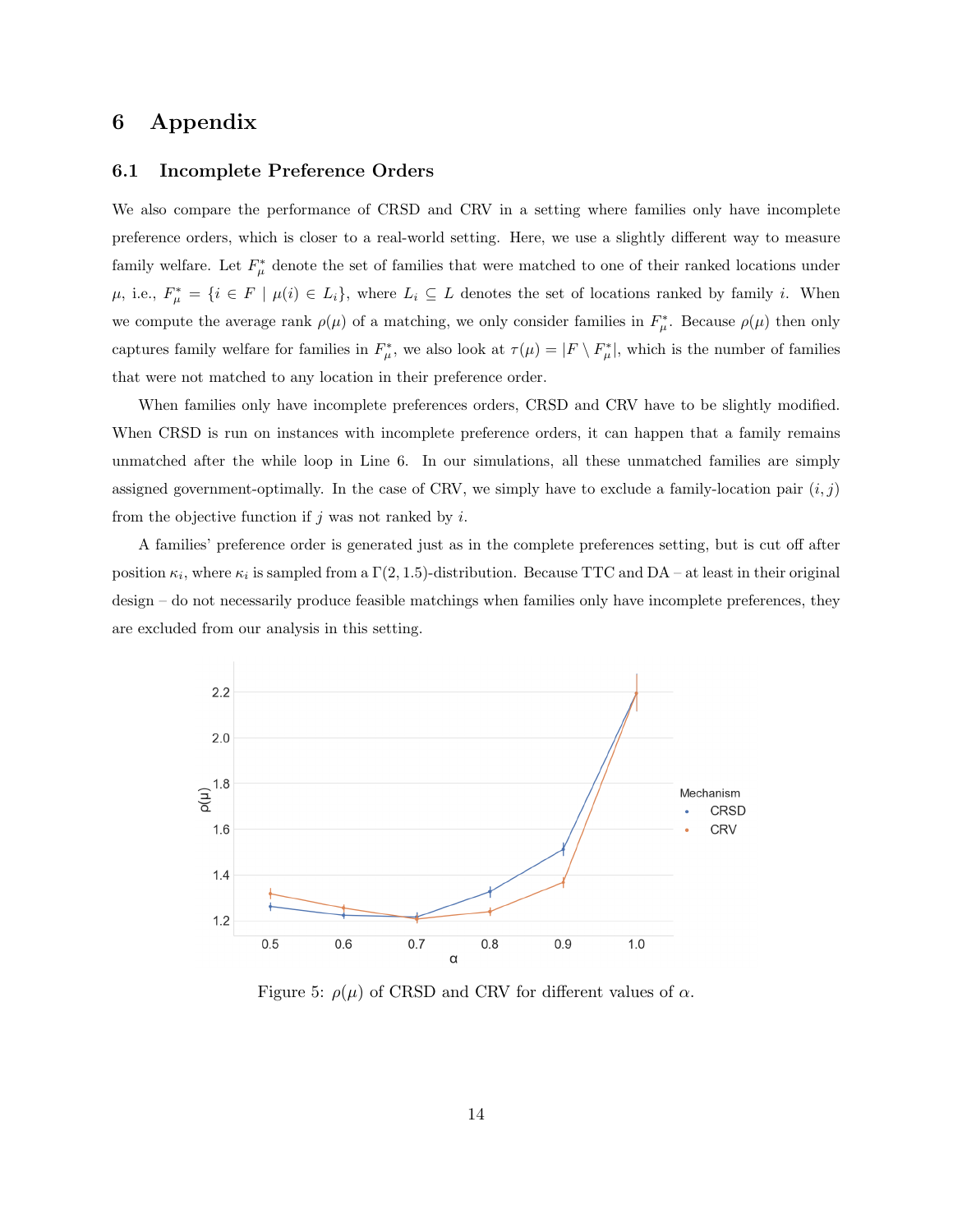# 6 Appendix

## 6.1 Incomplete Preference Orders

We also compare the performance of CRSD and CRV in a setting where families only have incomplete preference orders, which is closer to a real-world setting. Here, we use a slightly different way to measure family welfare. Let $F^*_\mu$ denote the set of families that were matched to one of their ranked locations under $\mu$, i.e., $F^*_\mu = \{i \in F \mid \mu(i) \in L_i\}$, where $L_i \subseteq L$ denotes the set of locations ranked by family $i$. When we compute the average rank $\rho(\mu)$ of a matching, we only consider families in $F^*_\mu$. Because $\rho(\mu)$ then only captures family welfare for families in $F^*_\mu$, we also look at $\tau(\mu) = |F \setminus F^*_\mu|$, which is the number of families that were not matched to any location in their preference order.

When families only have incomplete preferences orders, CRSD and CRV have to be slightly modified. When CRSD is run on instances with incomplete preference orders, it can happen that a family remains unmatched after the while loop in Line 6. In our simulations, all these unmatched families are simply assigned government-optimally. In the case of CRV, we simply have to exclude a family-location pair $(i, j)$ from the objective function if $j$ was not ranked by $i$.

A families' preference order is generated just as in the complete preferences setting, but is cut off after position $\kappa_i$, where $\kappa_i$ is sampled from a $\Gamma(2, 1.5)$-distribution. Because TTC and DA – at least in their original design – do not necessarily produce feasible matchings when families only have incomplete preferences, they are excluded from our analysis in this setting.

Figure 5: $\rho(\mu)$ of CRSD and CRV for different values of $\alpha$.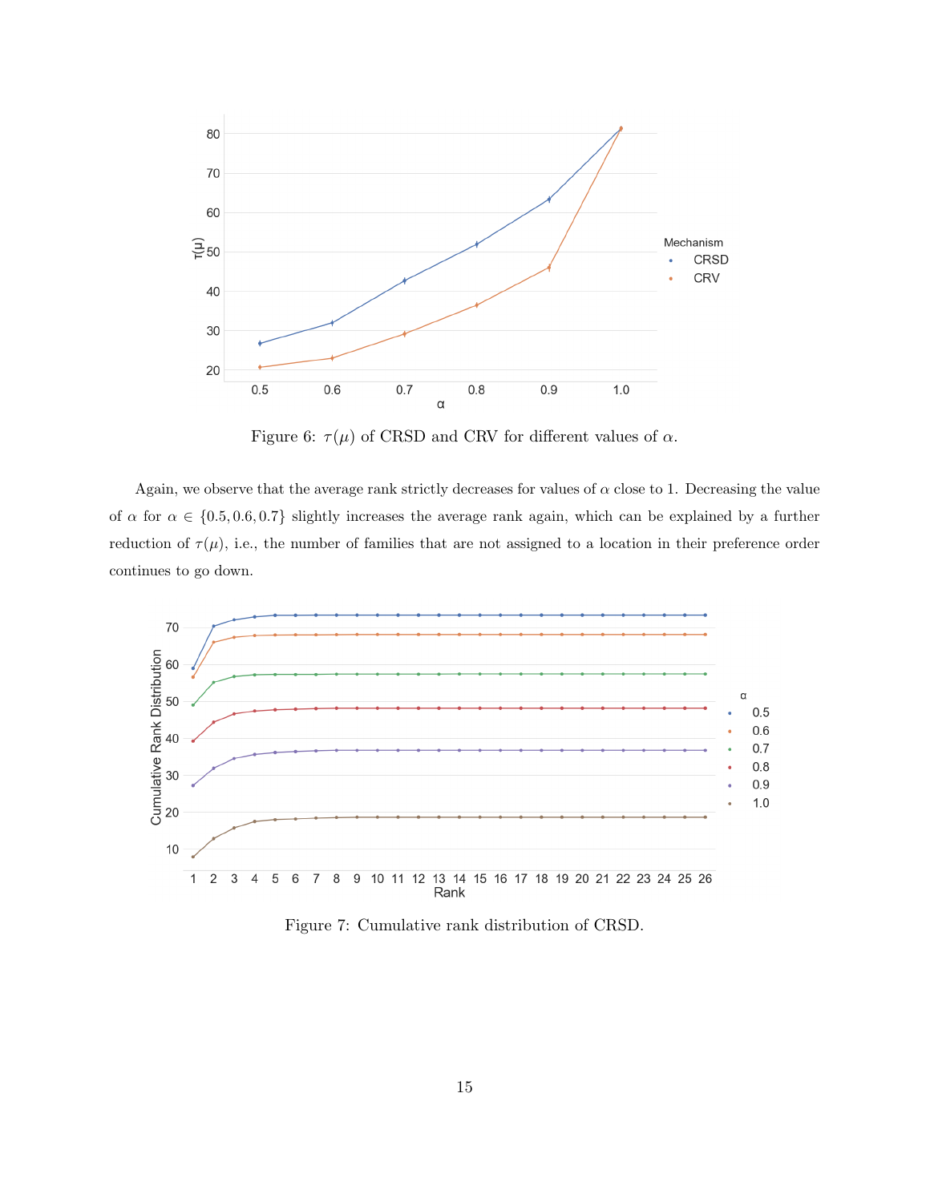Figure 6: $\tau(\mu)$ of CRSD and CRV for different values of $\alpha$.

Again, we observe that the average rank strictly decreases for values of $\alpha$ close to 1. Decreasing the value of $\alpha$ for $\alpha \in \{0.5, 0.6, 0.7\}$ slightly increases the average rank again, which can be explained by a further reduction of $\tau(\mu)$, i.e., the number of families that are not assigned to a location in their preference order continues to go down.

Figure 7: Cumulative rank distribution of CRSD.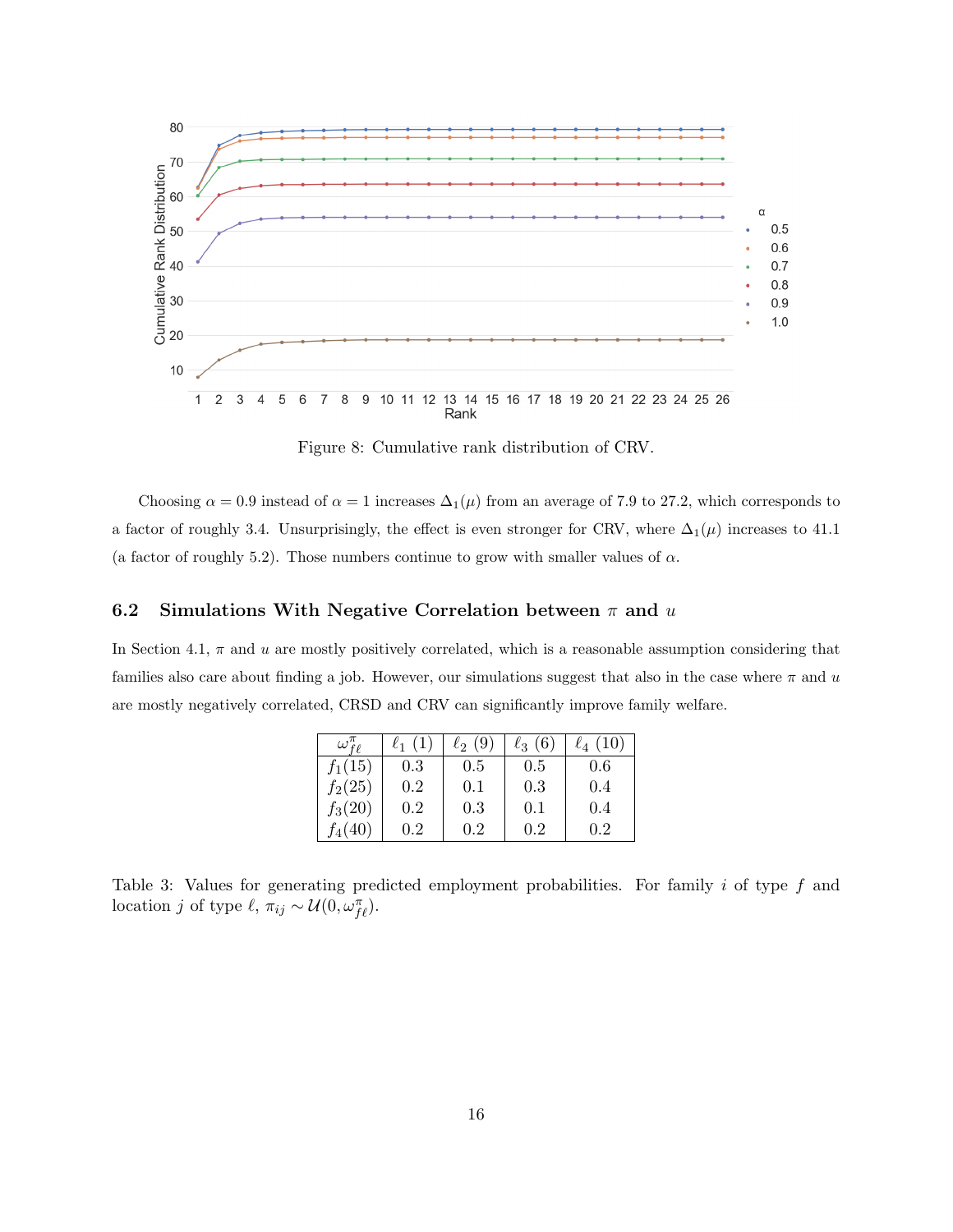Figure 8: Cumulative rank distribution of CRV.

Choosing $\alpha = 0.9$ instead of $\alpha = 1$ increases $\Delta_1(\mu)$ from an average of 7.9 to 27.2, which corresponds to a factor of roughly 3.4. Unsurprisingly, the effect is even stronger for CRV, where $\Delta_1(\mu)$ increases to 41.1 (a factor of roughly 5.2). Those numbers continue to grow with smaller values of $\alpha$.

### 6.2 Simulations With Negative Correlation between $\pi$ and $u$

In Section 4.1, $\pi$ and $u$ are mostly positively correlated, which is a reasonable assumption considering that families also care about finding a job. However, our simulations suggest that also in the case where $\pi$ and $u$ are mostly negatively correlated, CRSD and CRV can significantly improve family welfare.

| $\omega^{\pi}_{f\ell}$ | $\ell_1$ (1) | $\ell_2$ (9) | $\ell_3$ (6) | $\ell_4$ (10) |
|---|---|---|---|---|
| $f_1(15)$ | 0.3 | 0.5 | 0.5 | 0.6 |
| $f_2(25)$ | 0.2 | 0.1 | 0.3 | 0.4 |
| $f_3(20)$ | 0.2 | 0.3 | 0.1 | 0.4 |
| $f_4(40)$ | 0.2 | 0.2 | 0.2 | 0.2 |

Table 3: Values for generating predicted employment probabilities. For family $i$ of type $f$ and location $j$ of type $\ell$, $\pi_{ij} \sim \mathcal{U}(0, \omega^{\pi}_{f\ell})$.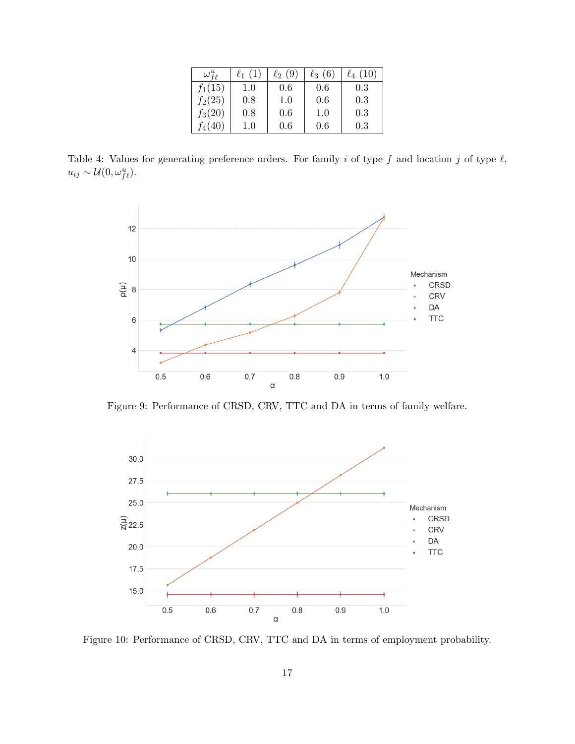| $\omega^u_{f\ell}$ | $\ell_1$ (1) | $\ell_2$ (9) | $\ell_3$ (6) | $\ell_4$ (10) |
|---|---|---|---|---|
| $f_1(15)$ | 1.0 | 0.6 | 0.6 | 0.3 |
| $f_2(25)$ | 0.8 | 1.0 | 0.6 | 0.3 |
| $f_3(20)$ | 0.8 | 0.6 | 1.0 | 0.3 |
| $f_4(40)$ | 1.0 | 0.6 | 0.6 | 0.3 |

Table 4: Values for generating preference orders. For family $i$ of type $f$ and location $j$ of type $\ell$, $u_{ij} \sim \mathcal{U}(0, \omega^u_{f\ell})$.

Figure 9: Performance of CRSD, CRV, TTC and DA in terms of family welfare.

Figure 10: Performance of CRSD, CRV, TTC and DA in terms of employment probability.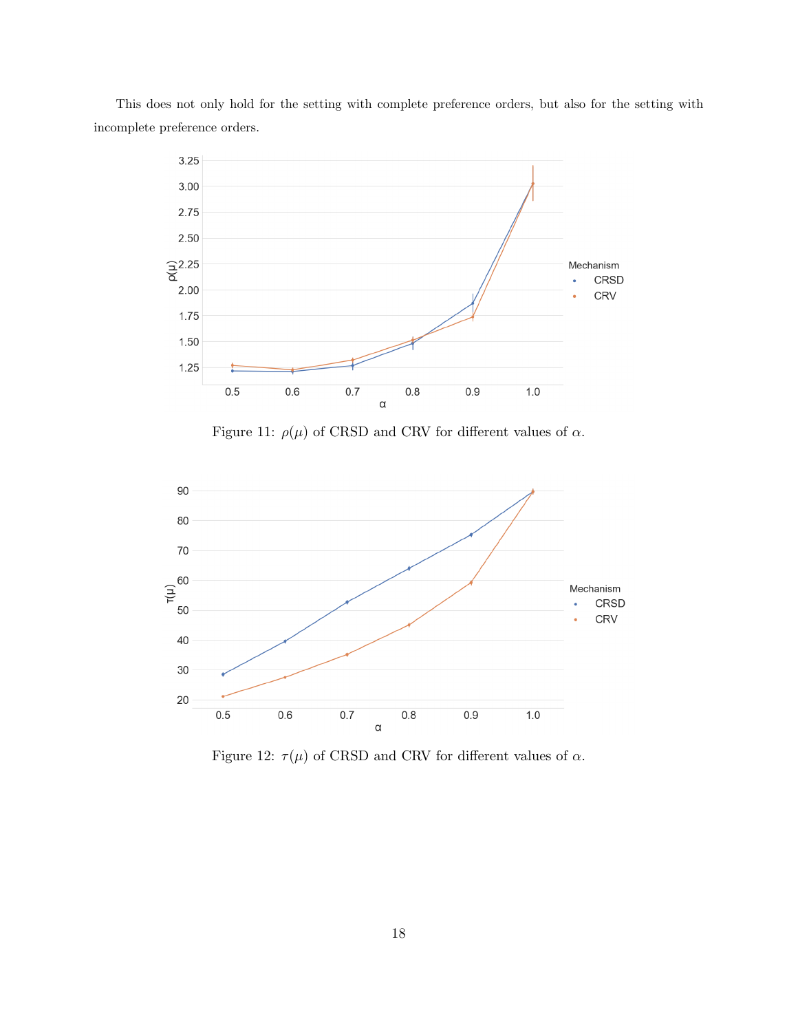This does not only hold for the setting with complete preference orders, but also for the setting with incomplete preference orders.

3.25
3.00
2.75
2.50
2.25
2.00
1.75
1.50
1.25
ρ(μ)
0.5 0.6 0.7 0.8 0.9 1.0
α
Mechanism
CRSD
CRV

Figure 11: $\rho(\mu)$ of CRSD and CRV for different values of $\alpha$.

90
80
70
60
50
40
30
20
τ(μ)
0.5 0.6 0.7 0.8 0.9 1.0
α
Mechanism
CRSD
CRV

Figure 12: $\tau(\mu)$ of CRSD and CRV for different values of $\alpha$.